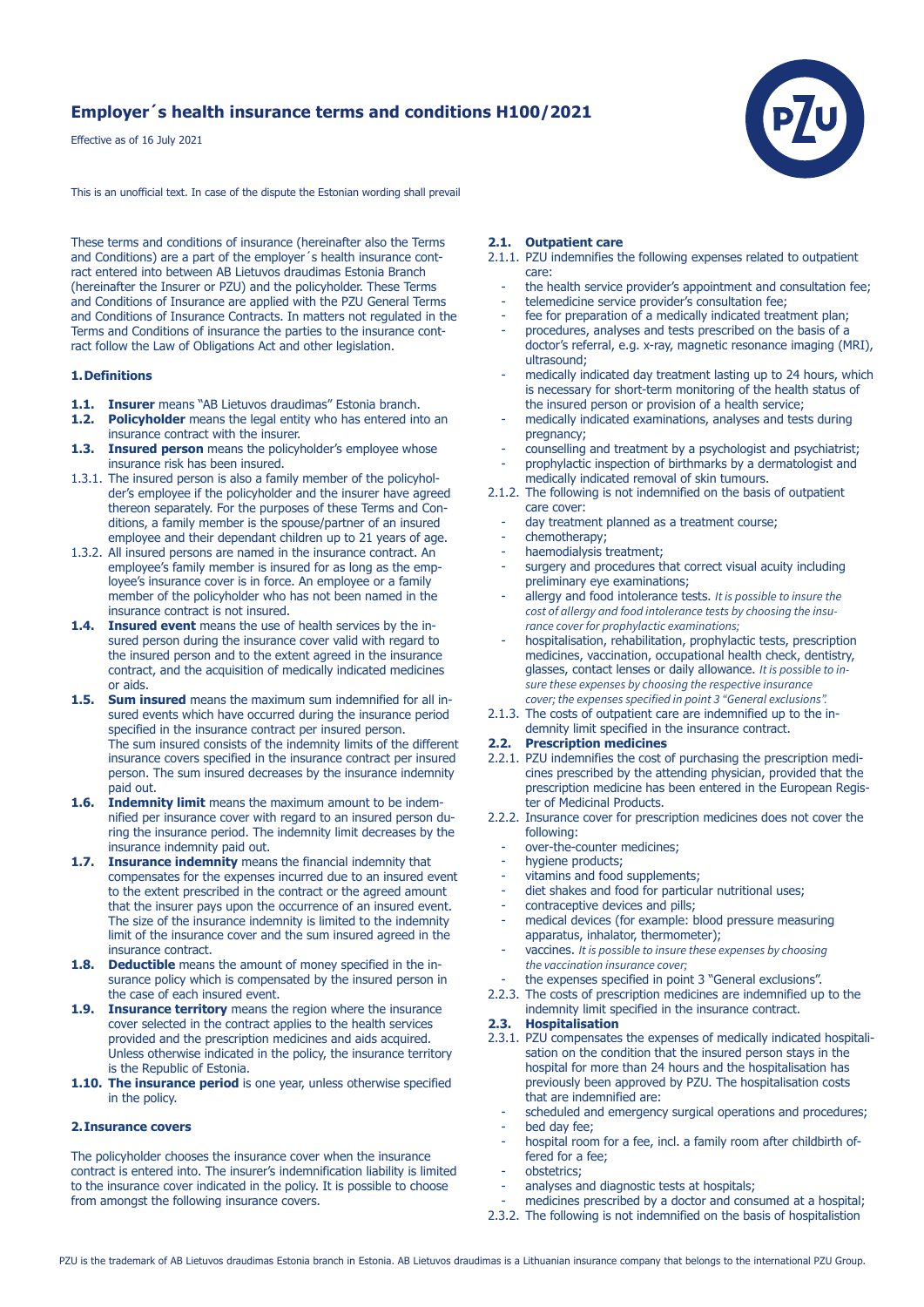# Employer´s health insurance terms and conditions H100/2021

Effective as of 16 July 2021

This is an unofficial text. In case of the dispute the Estonian wording shall prevail

These terms and conditions of insurance (hereinafter also the Terms and Conditions) are a part of the employer´s health insurance contract entered into between AB Lietuvos draudimas Estonia Branch (hereinafter the Insurer or PZU) and the policyholder. These Terms and Conditions of Insurance are applied with the PZU General Terms and Conditions of Insurance Contracts. In matters not regulated in the Terms and Conditions of insurance the parties to the insurance contract follow the Law of Obligations Act and other legislation.

## 1. Definitions

**1.1. Insurer** means "AB Lietuvos draudimas" Estonia branch.

**1.2. Policyholder** means the legal entity who has entered into an insurance contract with the insurer.

**1.3. Insured person** means the policyholder's employee whose insurance risk has been insured.

1.3.1. The insured person is also a family member of the policyholder's employee if the policyholder and the insurer have agreed thereon separately. For the purposes of these Terms and Conditions, a family member is the spouse/partner of an insured employee and their dependant children up to 21 years of age.

1.3.2. All insured persons are named in the insurance contract. An employee's family member is insured for as long as the employee's insurance cover is in force. An employee or a family member of the policyholder who has not been named in the insurance contract is not insured.

**1.4. Insured event** means the use of health services by the insured person during the insurance cover valid with regard to the insured person and to the extent agreed in the insurance contract, and the acquisition of medically indicated medicines or aids.

**1.5. Sum insured** means the maximum sum indemnified for all insured events which have occurred during the insurance period specified in the insurance contract per insured person. The sum insured consists of the indemnity limits of the different insurance covers specified in the insurance contract per insured person. The sum insured decreases by the insurance indemnity paid out.

**1.6. Indemnity limit** means the maximum amount to be indemnified per insurance cover with regard to an insured person during the insurance period. The indemnity limit decreases by the insurance indemnity paid out.

**1.7. Insurance indemnity** means the financial indemnity that compensates for the expenses incurred due to an insured event to the extent prescribed in the contract or the agreed amount that the insurer pays upon the occurrence of an insured event. The size of the insurance indemnity is limited to the indemnity limit of the insurance cover and the sum insured agreed in the insurance contract.

**1.8. Deductible** means the amount of money specified in the insurance policy which is compensated by the insured person in the case of each insured event.

**1.9. Insurance territory** means the region where the insurance cover selected in the contract applies to the health services provided and the prescription medicines and aids acquired. Unless otherwise indicated in the policy, the insurance territory is the Republic of Estonia.

**1.10. The insurance period** is one year, unless otherwise specified in the policy.

## 2. Insurance covers

The policyholder chooses the insurance cover when the insurance contract is entered into. The insurer's indemnification liability is limited to the insurance cover indicated in the policy. It is possible to choose from amongst the following insurance covers.

### 2.1. Outpatient care

2.1.1. PZU indemnifies the following expenses related to outpatient care:

- the health service provider's appointment and consultation fee;
- telemedicine service provider's consultation fee;
- fee for preparation of a medically indicated treatment plan;
- procedures, analyses and tests prescribed on the basis of a doctor's referral, e.g. x-ray, magnetic resonance imaging (MRI), ultrasound;
- medically indicated day treatment lasting up to 24 hours, which is necessary for short-term monitoring of the health status of the insured person or provision of a health service;
- medically indicated examinations, analyses and tests during pregnancy;
- counselling and treatment by a psychologist and psychiatrist;
- prophylactic inspection of birthmarks by a dermatologist and medically indicated removal of skin tumours.

2.1.2. The following is not indemnified on the basis of outpatient care cover:

- day treatment planned as a treatment course;
- chemotherapy;
- haemodialysis treatment;
- surgery and procedures that correct visual acuity including preliminary eye examinations;
- allergy and food intolerance tests. *It is possible to insure the cost of allergy and food intolerance tests by choosing the insurance cover for prophylactic examinations;*
- hospitalisation, rehabilitation, prophylactic tests, prescription medicines, vaccination, occupational health check, dentistry, glasses, contact lenses or daily allowance. *It is possible to insure these expenses by choosing the respective insurance cover; the expenses specified in point 3 "General exclusions".*

2.1.3. The costs of outpatient care are indemnified up to the indemnity limit specified in the insurance contract.

### 2.2. Prescription medicines

2.2.1. PZU indemnifies the cost of purchasing the prescription medicines prescribed by the attending physician, provided that the prescription medicine has been entered in the European Register of Medicinal Products.

2.2.2. Insurance cover for prescription medicines does not cover the following:

- over-the-counter medicines;
- hygiene products;
- vitamins and food supplements;
- diet shakes and food for particular nutritional uses;
- contraceptive devices and pills;
- medical devices (for example: blood pressure measuring apparatus, inhalator, thermometer);
- vaccines. *It is possible to insure these expenses by choosing the vaccination insurance cover;*
- the expenses specified in point 3 "General exclusions".

2.2.3. The costs of prescription medicines are indemnified up to the indemnity limit specified in the insurance contract.

### 2.3. Hospitalisation

2.3.1. PZU compensates the expenses of medically indicated hospitalisation on the condition that the insured person stays in the hospital for more than 24 hours and the hospitalisation has previously been approved by PZU. The hospitalisation costs that are indemnified are:

- scheduled and emergency surgical operations and procedures;
- bed day fee;
- hospital room for a fee, incl. a family room after childbirth offered for a fee;
- obstetrics;
- analyses and diagnostic tests at hospitals;
- medicines prescribed by a doctor and consumed at a hospital;

2.3.2. The following is not indemnified on the basis of hospitalistion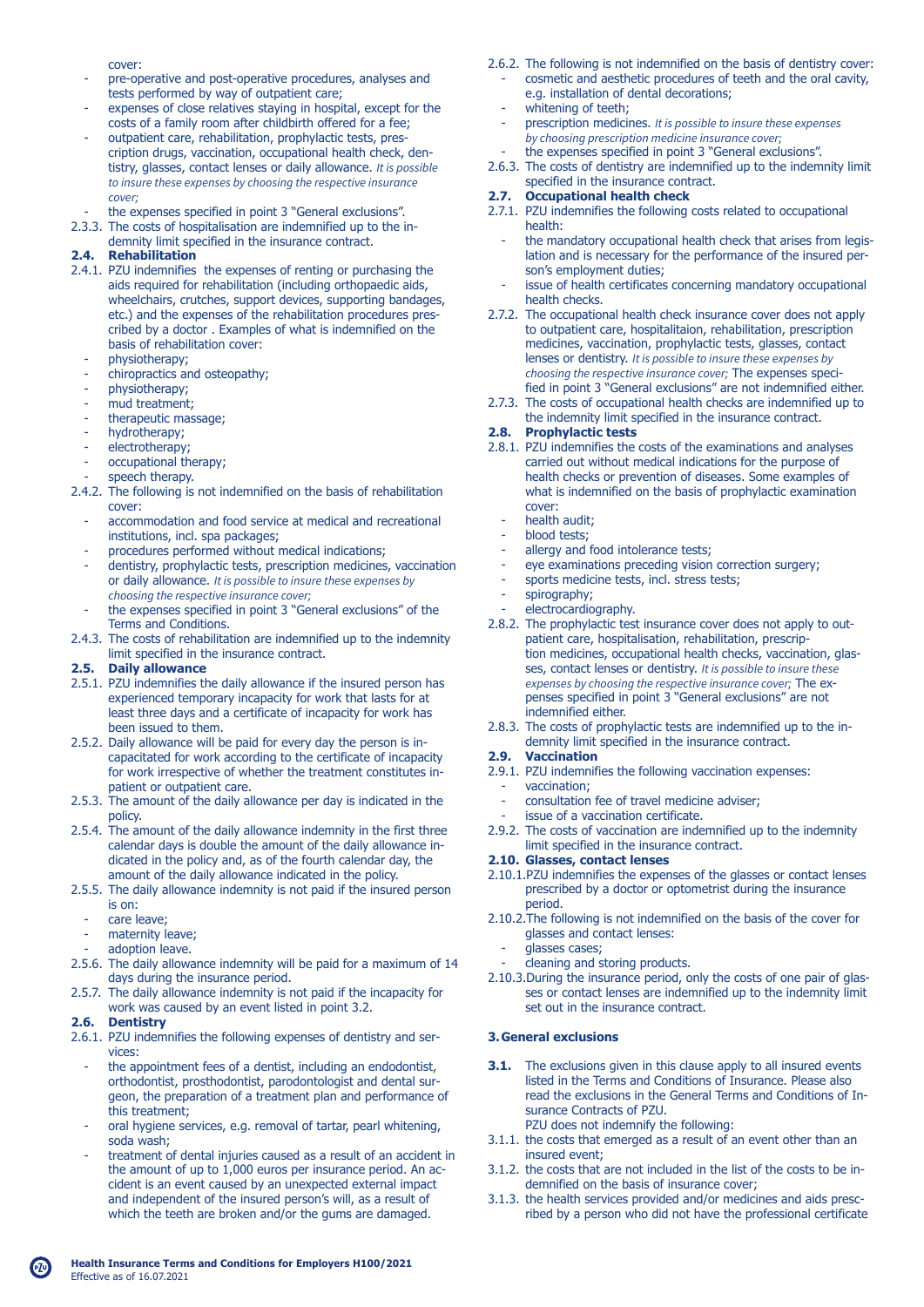cover:

- pre-operative and post-operative procedures, analyses and tests performed by way of outpatient care;
- expenses of close relatives staying in hospital, except for the costs of a family room after childbirth offered for a fee;
- outpatient care, rehabilitation, prophylactic tests, prescription drugs, vaccination, occupational health check, dentistry, glasses, contact lenses or daily allowance. *It is possible to insure these expenses by choosing the respective insurance cover;*
- the expenses specified in point 3 "General exclusions".

2.3.3. The costs of hospitalisation are indemnified up to the indemnity limit specified in the insurance contract.

### 2.4. Rehabilitation

2.4.1. PZU indemnifies the expenses of renting or purchasing the aids required for rehabilitation (including orthopaedic aids, wheelchairs, crutches, support devices, supporting bandages, etc.) and the expenses of the rehabilitation procedures prescribed by a doctor . Examples of what is indemnified on the basis of rehabilitation cover:

- physiotherapy;
- chiropractics and osteopathy;
- physiotherapy;
- mud treatment;
- therapeutic massage;
- hydrotherapy;
- electrotherapy;
- occupational therapy;
- speech therapy.

2.4.2. The following is not indemnified on the basis of rehabilitation cover:

- accommodation and food service at medical and recreational institutions, incl. spa packages;
- procedures performed without medical indications;
- dentistry, prophylactic tests, prescription medicines, vaccination or daily allowance. *It is possible to insure these expenses by choosing the respective insurance cover;*
- the expenses specified in point 3 "General exclusions" of the Terms and Conditions.

2.4.3. The costs of rehabilitation are indemnified up to the indemnity limit specified in the insurance contract.

### 2.5. Daily allowance

2.5.1. PZU indemnifies the daily allowance if the insured person has experienced temporary incapacity for work that lasts for at least three days and a certificate of incapacity for work has been issued to them.

2.5.2. Daily allowance will be paid for every day the person is incapacitated for work according to the certificate of incapacity for work irrespective of whether the treatment constitutes inpatient or outpatient care.

2.5.3. The amount of the daily allowance per day is indicated in the policy.

2.5.4. The amount of the daily allowance indemnity in the first three calendar days is double the amount of the daily allowance indicated in the policy and, as of the fourth calendar day, the amount of the daily allowance indicated in the policy.

2.5.5. The daily allowance indemnity is not paid if the insured person is on:

- care leave;
- maternity leave;
- adoption leave.

2.5.6. The daily allowance indemnity will be paid for a maximum of 14 days during the insurance period.

2.5.7. The daily allowance indemnity is not paid if the incapacity for work was caused by an event listed in point 3.2.

### 2.6. Dentistry

2.6.1. PZU indemnifies the following expenses of dentistry and services:

- the appointment fees of a dentist, including an endodontist, orthodontist, prosthodontist, parodontologist and dental surgeon, the preparation of a treatment plan and performance of this treatment;
- oral hygiene services, e.g. removal of tartar, pearl whitening, soda wash;
- treatment of dental injuries caused as a result of an accident in the amount of up to 1,000 euros per insurance period. An accident is an event caused by an unexpected external impact and independent of the insured person's will, as a result of which the teeth are broken and/or the gums are damaged.

2.6.2. The following is not indemnified on the basis of dentistry cover:

- cosmetic and aesthetic procedures of teeth and the oral cavity, e.g. installation of dental decorations;
- whitening of teeth;
- prescription medicines. *It is possible to insure these expenses by choosing prescription medicine insurance cover;*
- the expenses specified in point 3 "General exclusions".

2.6.3. The costs of dentistry are indemnified up to the indemnity limit specified in the insurance contract.

### 2.7. Occupational health check

2.7.1. PZU indemnifies the following costs related to occupational health:

- the mandatory occupational health check that arises from legislation and is necessary for the performance of the insured person's employment duties;
- issue of health certificates concerning mandatory occupational health checks.

2.7.2. The occupational health check insurance cover does not apply to outpatient care, hospitalitaion, rehabilitation, prescription medicines, vaccination, prophylactic tests, glasses, contact lenses or dentistry. *It is possible to insure these expenses by choosing the respective insurance cover;* The expenses specified in point 3 "General exclusions" are not indemnified either.

2.7.3. The costs of occupational health checks are indemnified up to the indemnity limit specified in the insurance contract.

### 2.8. Prophylactic tests

2.8.1. PZU indemnifies the costs of the examinations and analyses carried out without medical indications for the purpose of health checks or prevention of diseases. Some examples of what is indemnified on the basis of prophylactic examination cover:

- health audit;
- blood tests;
- allergy and food intolerance tests;
- eye examinations preceding vision correction surgery;
- sports medicine tests, incl. stress tests;
- spirography;
- electrocardiography.

2.8.2. The prophylactic test insurance cover does not apply to outpatient care, hospitalisation, rehabilitation, prescription medicines, occupational health checks, vaccination, glasses, contact lenses or dentistry. *It is possible to insure these expenses by choosing the respective insurance cover;* The expenses specified in point 3 "General exclusions" are not indemnified either.

2.8.3. The costs of prophylactic tests are indemnified up to the indemnity limit specified in the insurance contract.

### 2.9. Vaccination

2.9.1. PZU indemnifies the following vaccination expenses:

- vaccination;
- consultation fee of travel medicine adviser;
- issue of a vaccination certificate.

2.9.2. The costs of vaccination are indemnified up to the indemnity limit specified in the insurance contract.

### 2.10. Glasses, contact lenses

2.10.1. PZU indemnifies the expenses of the glasses or contact lenses prescribed by a doctor or optometrist during the insurance period.

2.10.2. The following is not indemnified on the basis of the cover for glasses and contact lenses:

- glasses cases;
- cleaning and storing products.

2.10.3. During the insurance period, only the costs of one pair of glasses or contact lenses are indemnified up to the indemnity limit set out in the insurance contract.

## 3. General exclusions

**3.1.** The exclusions given in this clause apply to all insured events listed in the Terms and Conditions of Insurance. Please also read the exclusions in the General Terms and Conditions of Insurance Contracts of PZU.
PZU does not indemnify the following:

3.1.1. the costs that emerged as a result of an event other than an insured event;

3.1.2. the costs that are not included in the list of the costs to be indemnified on the basis of insurance cover;

3.1.3. the health services provided and/or medicines and aids prescribed by a person who did not have the professional certificate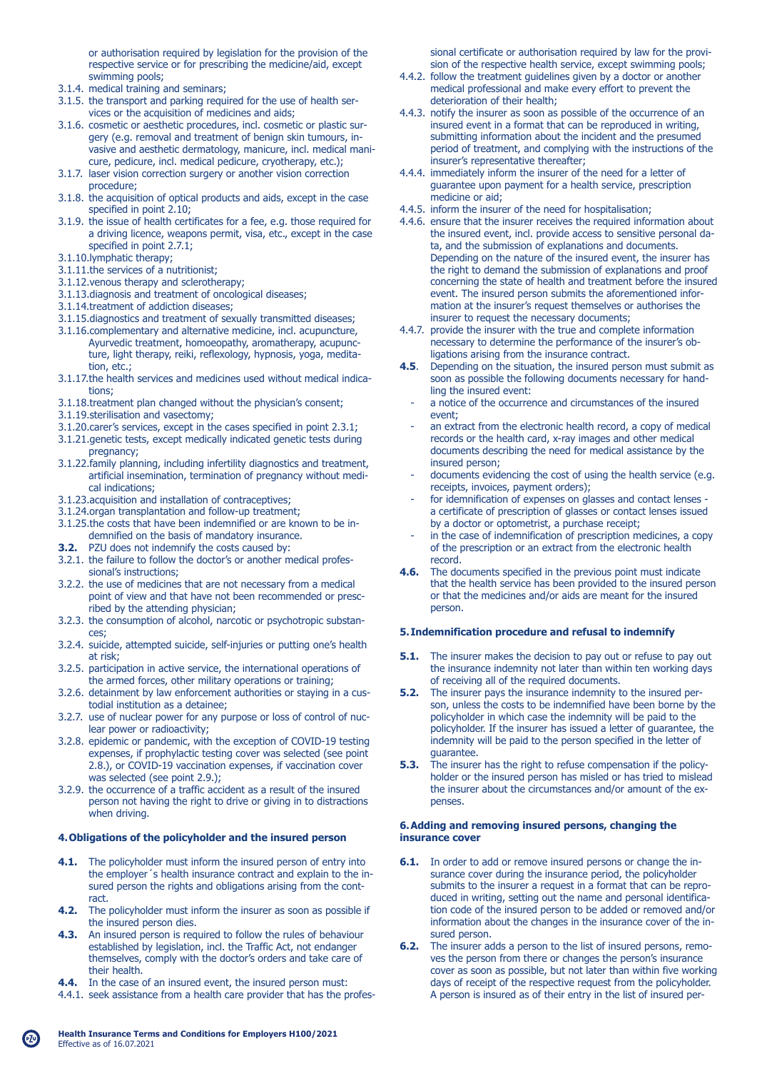or authorisation required by legislation for the provision of the respective service or for prescribing the medicine/aid, except swimming pools;

3.1.4. medical training and seminars;

3.1.5. the transport and parking required for the use of health services or the acquisition of medicines and aids;

3.1.6. cosmetic or aesthetic procedures, incl. cosmetic or plastic surgery (e.g. removal and treatment of benign skin tumours, invasive and aesthetic dermatology, manicure, incl. medical manicure, pedicure, incl. medical pedicure, cryotherapy, etc.);

3.1.7. laser vision correction surgery or another vision correction procedure;

3.1.8. the acquisition of optical products and aids, except in the case specified in point 2.10;

3.1.9. the issue of health certificates for a fee, e.g. those required for a driving licence, weapons permit, visa, etc., except in the case specified in point 2.7.1;

3.1.10. lymphatic therapy;

3.1.11. the services of a nutritionist;

3.1.12. venous therapy and sclerotherapy;

3.1.13. diagnosis and treatment of oncological diseases;

3.1.14. treatment of addiction diseases;

3.1.15. diagnostics and treatment of sexually transmitted diseases;

3.1.16. complementary and alternative medicine, incl. acupuncture, Ayurvedic treatment, homoeopathy, aromatherapy, acupuncture, light therapy, reiki, reflexology, hypnosis, yoga, meditation, etc.;

3.1.17. the health services and medicines used without medical indications;

3.1.18. treatment plan changed without the physician's consent;

3.1.19. sterilisation and vasectomy;

3.1.20. carer's services, except in the cases specified in point 2.3.1;

3.1.21. genetic tests, except medically indicated genetic tests during pregnancy;

3.1.22. family planning, including infertility diagnostics and treatment, artificial insemination, termination of pregnancy without medical indications;

3.1.23. acquisition and installation of contraceptives;

3.1.24. organ transplantation and follow-up treatment;

3.1.25. the costs that have been indemnified or are known to be indemnified on the basis of mandatory insurance.

**3.2.** PZU does not indemnify the costs caused by:

3.2.1. the failure to follow the doctor's or another medical professional's instructions;

3.2.2. the use of medicines that are not necessary from a medical point of view and that have not been recommended or prescribed by the attending physician;

3.2.3. the consumption of alcohol, narcotic or psychotropic substances;

3.2.4. suicide, attempted suicide, self-injuries or putting one's health at risk;

3.2.5. participation in active service, the international operations of the armed forces, other military operations or training;

3.2.6. detainment by law enforcement authorities or staying in a custodial institution as a detainee;

3.2.7. use of nuclear power for any purpose or loss of control of nuclear power or radioactivity;

3.2.8. epidemic or pandemic, with the exception of COVID-19 testing expenses, if prophylactic testing cover was selected (see point 2.8.), or COVID-19 vaccination expenses, if vaccination cover was selected (see point 2.9.);

3.2.9. the occurrence of a traffic accident as a result of the insured person not having the right to drive or giving in to distractions when driving.

## 4. Obligations of the policyholder and the insured person

**4.1.** The policyholder must inform the insured person of entry into the employer´s health insurance contract and explain to the insured person the rights and obligations arising from the contract.

**4.2.** The policyholder must inform the insurer as soon as possible if the insured person dies.

**4.3.** An insured person is required to follow the rules of behaviour established by legislation, incl. the Traffic Act, not endanger themselves, comply with the doctor's orders and take care of their health.

**4.4.** In the case of an insured event, the insured person must:

4.4.1. seek assistance from a health care provider that has the professional certificate or authorisation required by law for the provision of the respective health service, except swimming pools;

4.4.2. follow the treatment guidelines given by a doctor or another medical professional and make every effort to prevent the deterioration of their health;

4.4.3. notify the insurer as soon as possible of the occurrence of an insured event in a format that can be reproduced in writing, submitting information about the incident and the presumed period of treatment, and complying with the instructions of the insurer's representative thereafter;

4.4.4. immediately inform the insurer of the need for a letter of guarantee upon payment for a health service, prescription medicine or aid;

4.4.5. inform the insurer of the need for hospitalisation;

4.4.6. ensure that the insurer receives the required information about the insured event, incl. provide access to sensitive personal data, and the submission of explanations and documents. Depending on the nature of the insured event, the insurer has the right to demand the submission of explanations and proof concerning the state of health and treatment before the insured event. The insured person submits the aforementioned information at the insurer's request themselves or authorises the insurer to request the necessary documents;

4.4.7. provide the insurer with the true and complete information necessary to determine the performance of the insurer's obligations arising from the insurance contract.

**4.5**. Depending on the situation, the insured person must submit as soon as possible the following documents necessary for handling the insured event:

- a notice of the occurrence and circumstances of the insured event;
- an extract from the electronic health record, a copy of medical records or the health card, x-ray images and other medical documents describing the need for medical assistance by the insured person;
- documents evidencing the cost of using the health service (e.g. receipts, invoices, payment orders);
- for idemnification of expenses on glasses and contact lenses - a certificate of prescription of glasses or contact lenses issued by a doctor or optometrist, a purchase receipt;
- in the case of indemnification of prescription medicines, a copy of the prescription or an extract from the electronic health record.

**4.6.** The documents specified in the previous point must indicate that the health service has been provided to the insured person or that the medicines and/or aids are meant for the insured person.

## 5. Indemnification procedure and refusal to indemnify

**5.1.** The insurer makes the decision to pay out or refuse to pay out the insurance indemnity not later than within ten working days of receiving all of the required documents.

**5.2.** The insurer pays the insurance indemnity to the insured person, unless the costs to be indemnified have been borne by the policyholder in which case the indemnity will be paid to the policyholder. If the insurer has issued a letter of guarantee, the indemnity will be paid to the person specified in the letter of guarantee.

**5.3.** The insurer has the right to refuse compensation if the policyholder or the insured person has misled or has tried to mislead the insurer about the circumstances and/or amount of the expenses.

## 6. Adding and removing insured persons, changing the insurance cover

**6.1.** In order to add or remove insured persons or change the insurance cover during the insurance period, the policyholder submits to the insurer a request in a format that can be reproduced in writing, setting out the name and personal identification code of the insured person to be added or removed and/or information about the changes in the insurance cover of the insured person.

**6.2.** The insurer adds a person to the list of insured persons, removes the person from there or changes the person's insurance cover as soon as possible, but not later than within five working days of receipt of the respective request from the policyholder. A person is insured as of their entry in the list of insured per-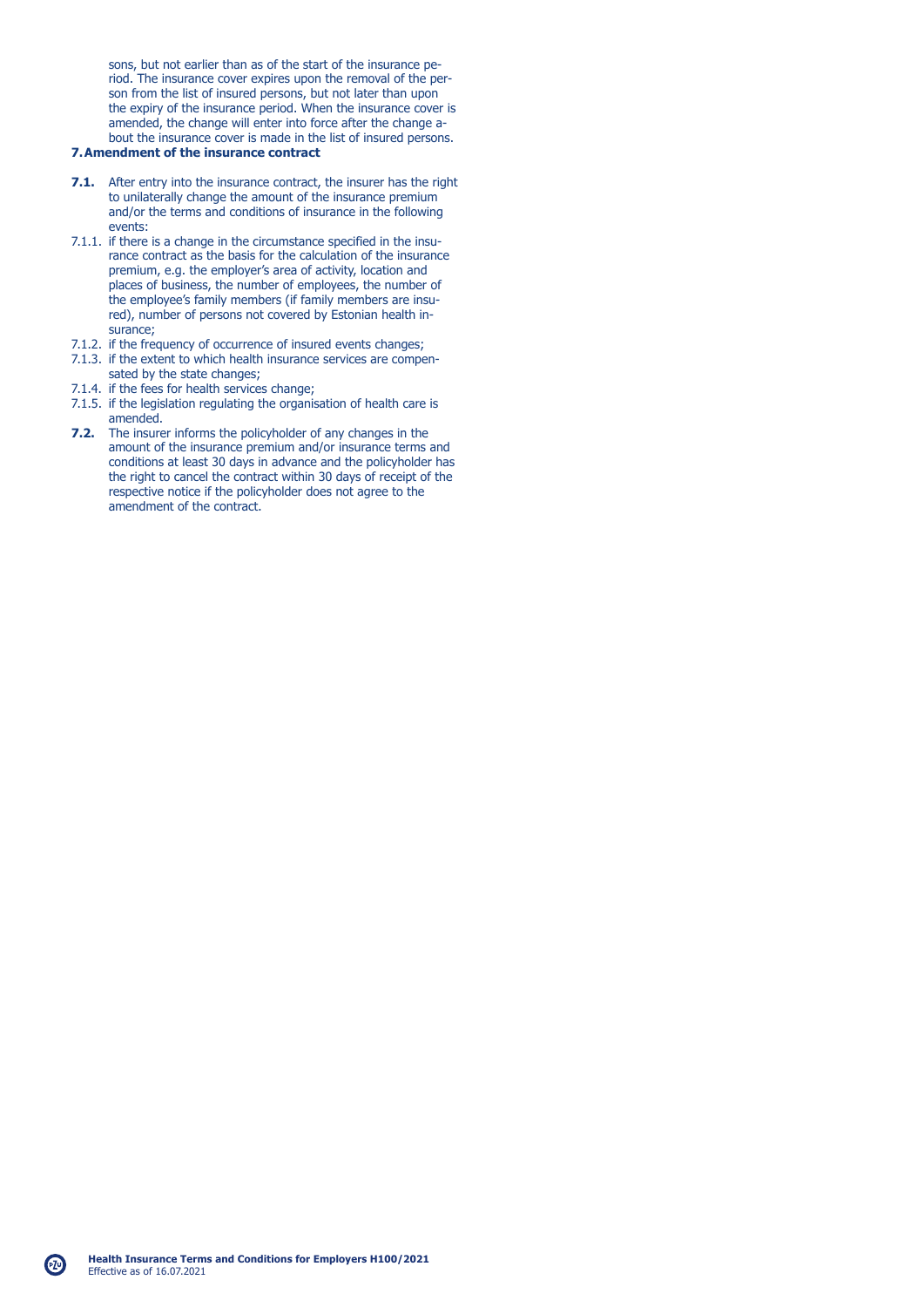sons, but not earlier than as of the start of the insurance period. The insurance cover expires upon the removal of the person from the list of insured persons, but not later than upon the expiry of the insurance period. When the insurance cover is amended, the change will enter into force after the change about the insurance cover is made in the list of insured persons.

## 7. Amendment of the insurance contract

**7.1.** After entry into the insurance contract, the insurer has the right to unilaterally change the amount of the insurance premium and/or the terms and conditions of insurance in the following events:

7.1.1. if there is a change in the circumstance specified in the insurance contract as the basis for the calculation of the insurance premium, e.g. the employer's area of activity, location and places of business, the number of employees, the number of the employee's family members (if family members are insured), number of persons not covered by Estonian health insurance;

7.1.2. if the frequency of occurrence of insured events changes;

7.1.3. if the extent to which health insurance services are compensated by the state changes;

7.1.4. if the fees for health services change;

7.1.5. if the legislation regulating the organisation of health care is amended.

**7.2.** The insurer informs the policyholder of any changes in the amount of the insurance premium and/or insurance terms and conditions at least 30 days in advance and the policyholder has the right to cancel the contract within 30 days of receipt of the respective notice if the policyholder does not agree to the amendment of the contract.